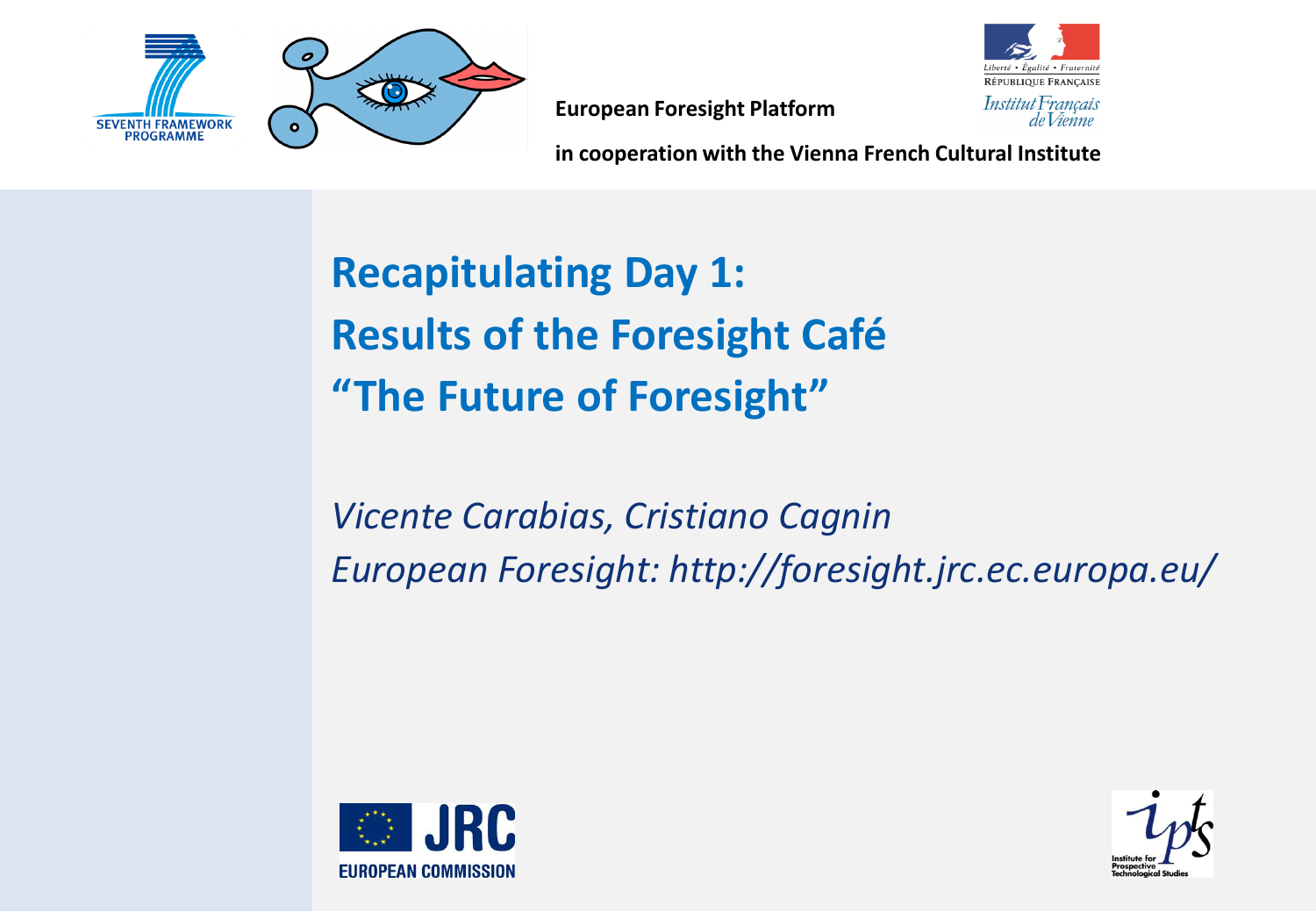European Foresight Platform

in cooperation with the Vienna French Cultural Institute

# Recapitulating Day 1:
# Results of the Foresight Café
# "The Future of Foresight"

*Vicente Carabias, Cristiano Cagnin*

*European Foresight: http://foresight.jrc.ec.europa.eu/*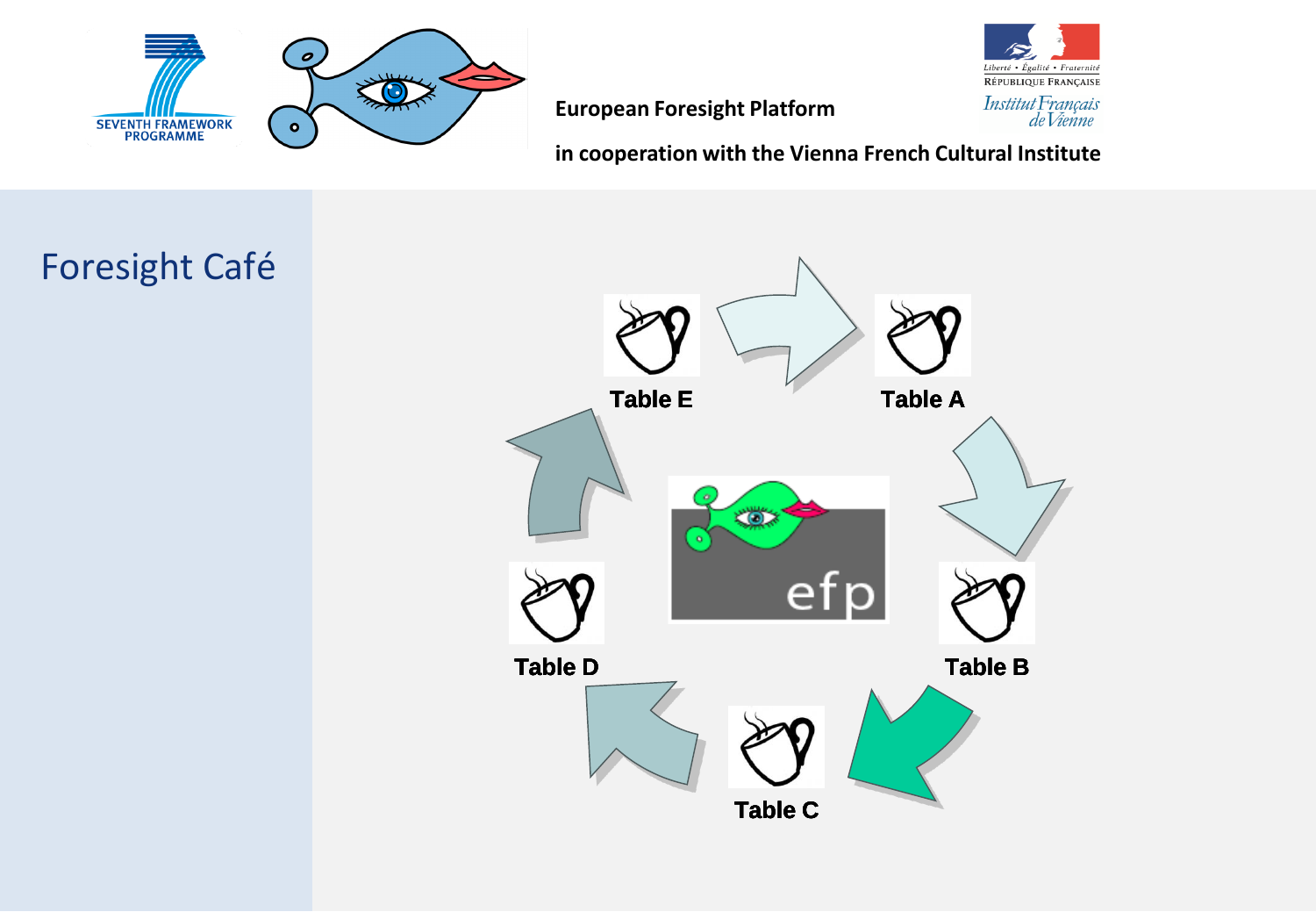European Foresight Platform

in cooperation with the Vienna French Cultural Institute

# Foresight Café

Table E

Table A

Table B

Table C

Table D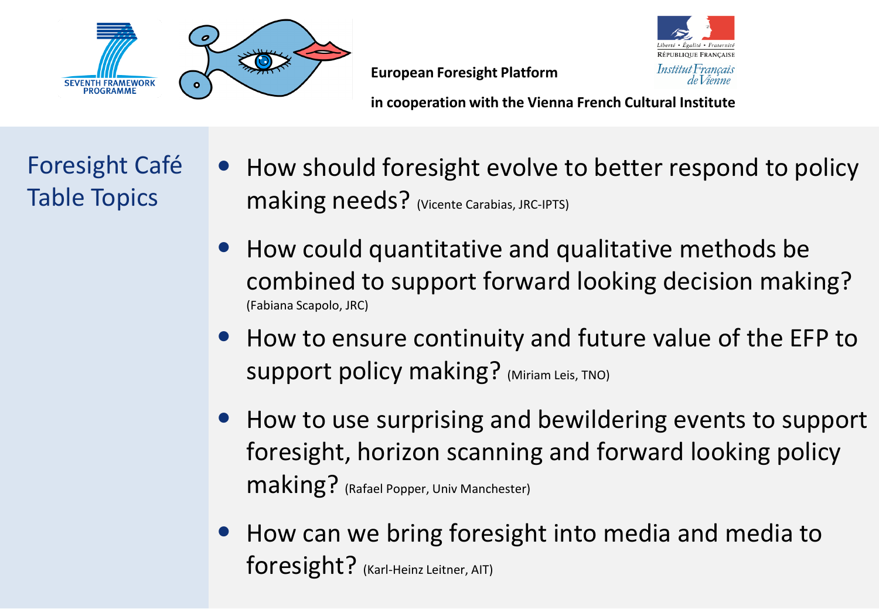European Foresight Platform

in cooperation with the Vienna French Cultural Institute

## Foresight Café Table Topics

- How should foresight evolve to better respond to policy making needs? (Vicente Carabias, JRC-IPTS)
- How could quantitative and qualitative methods be combined to support forward looking decision making? (Fabiana Scapolo, JRC)
- How to ensure continuity and future value of the EFP to support policy making? (Miriam Leis, TNO)
- How to use surprising and bewildering events to support foresight, horizon scanning and forward looking policy making? (Rafael Popper, Univ Manchester)
- How can we bring foresight into media and media to foresight? (Karl-Heinz Leitner, AIT)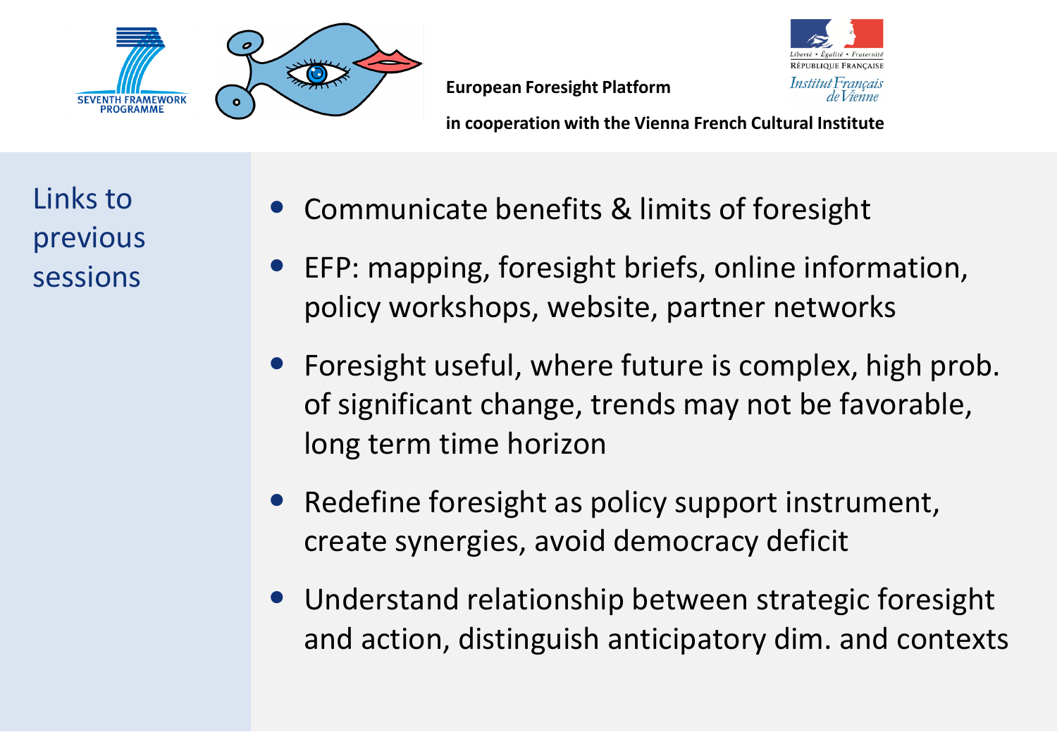European Foresight Platform

in cooperation with the Vienna French Cultural Institute

## Links to previous sessions

- Communicate benefits & limits of foresight
- EFP: mapping, foresight briefs, online information, policy workshops, website, partner networks
- Foresight useful, where future is complex, high prob. of significant change, trends may not be favorable, long term time horizon
- Redefine foresight as policy support instrument, create synergies, avoid democracy deficit
- Understand relationship between strategic foresight and action, distinguish anticipatory dim. and contexts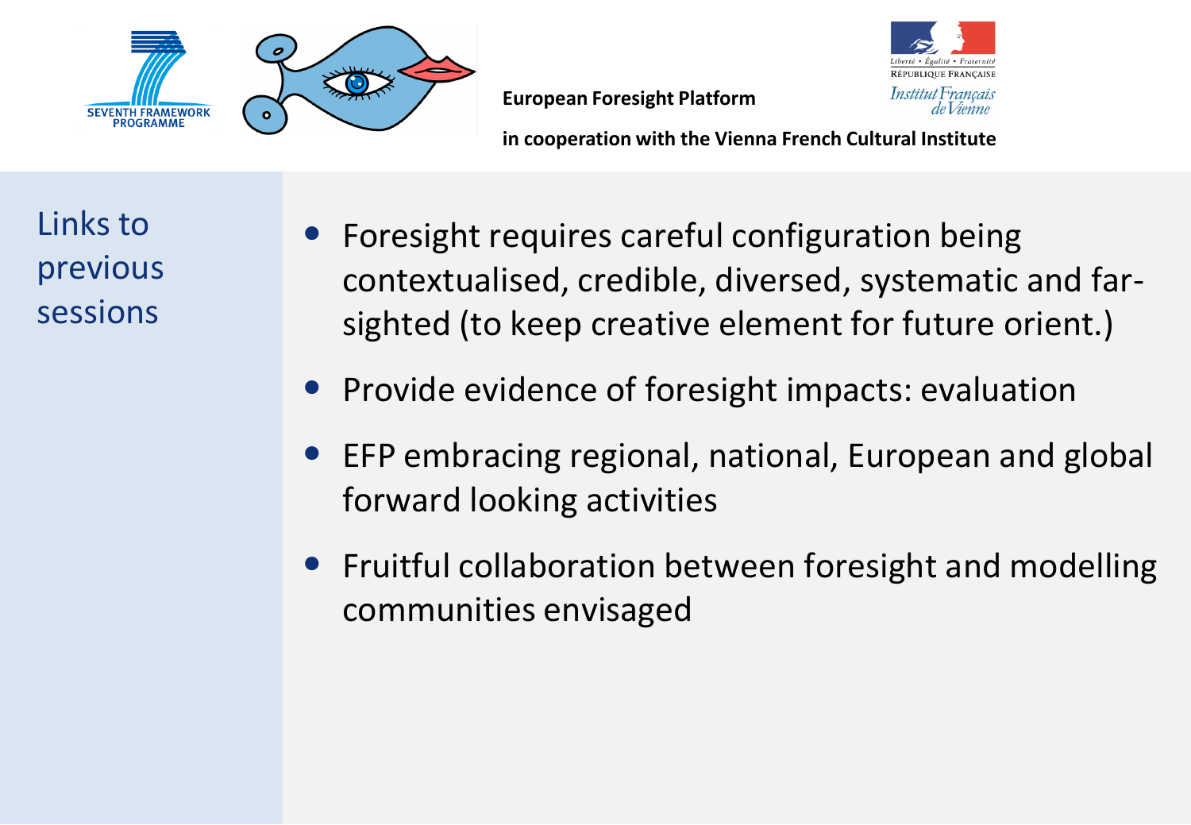European Foresight Platform

in cooperation with the Vienna French Cultural Institute

## Links to previous sessions

- Foresight requires careful configuration being contextualised, credible, diversed, systematic and far-sighted (to keep creative element for future orient.)
- Provide evidence of foresight impacts: evaluation
- EFP embracing regional, national, European and global forward looking activities
- Fruitful collaboration between foresight and modelling communities envisaged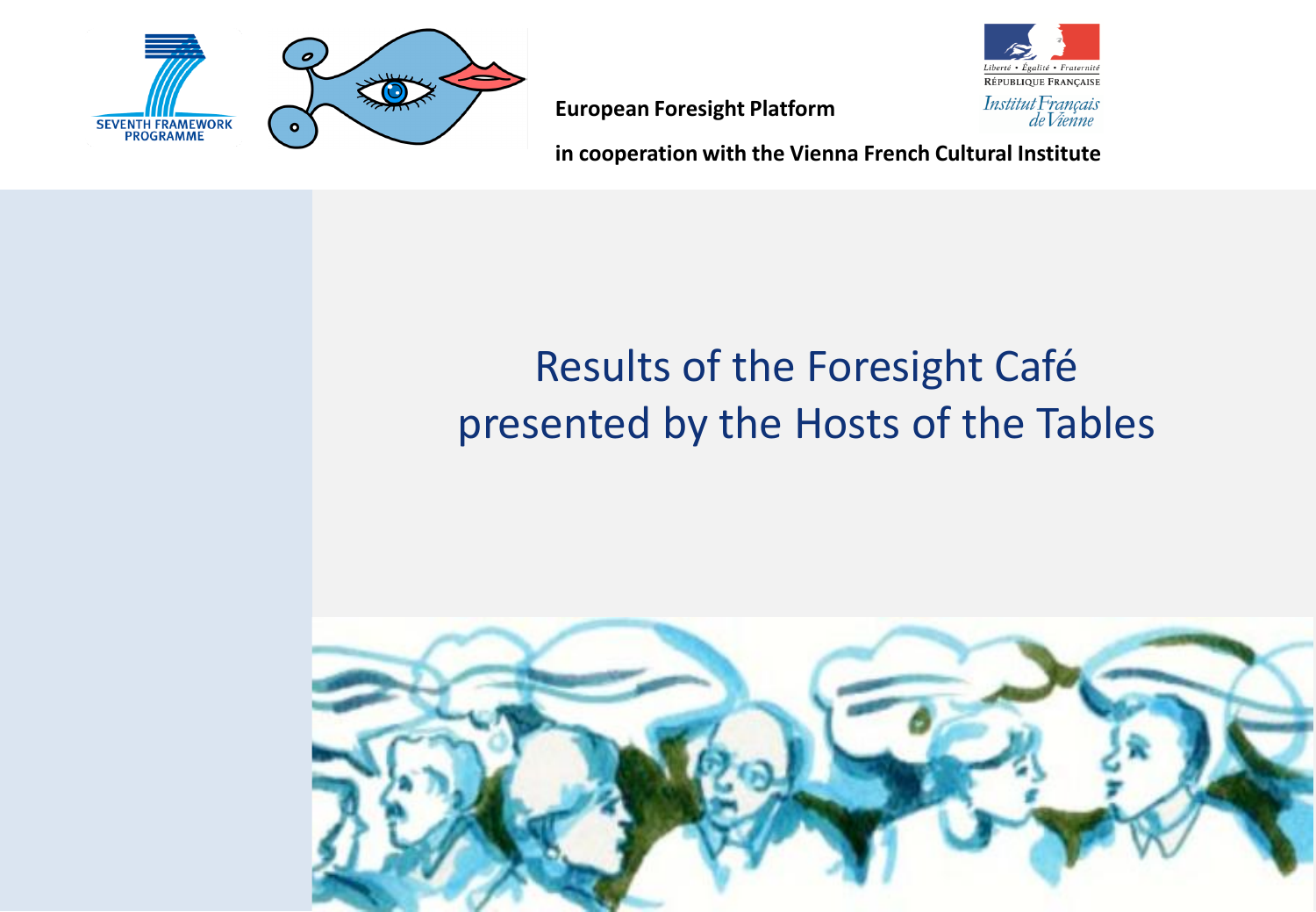**European Foresight Platform**

**in cooperation with the Vienna French Cultural Institute**

# Results of the Foresight Café presented by the Hosts of the Tables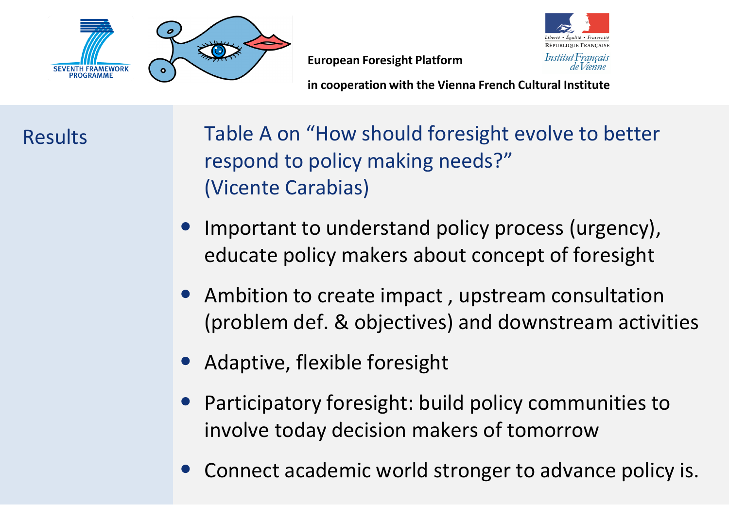European Foresight Platform

in cooperation with the Vienna French Cultural Institute

## Results

### Table A on "How should foresight evolve to better respond to policy making needs?" (Vicente Carabias)

- Important to understand policy process (urgency), educate policy makers about concept of foresight
- Ambition to create impact , upstream consultation (problem def. & objectives) and downstream activities
- Adaptive, flexible foresight
- Participatory foresight: build policy communities to involve today decision makers of tomorrow
- Connect academic world stronger to advance policy is.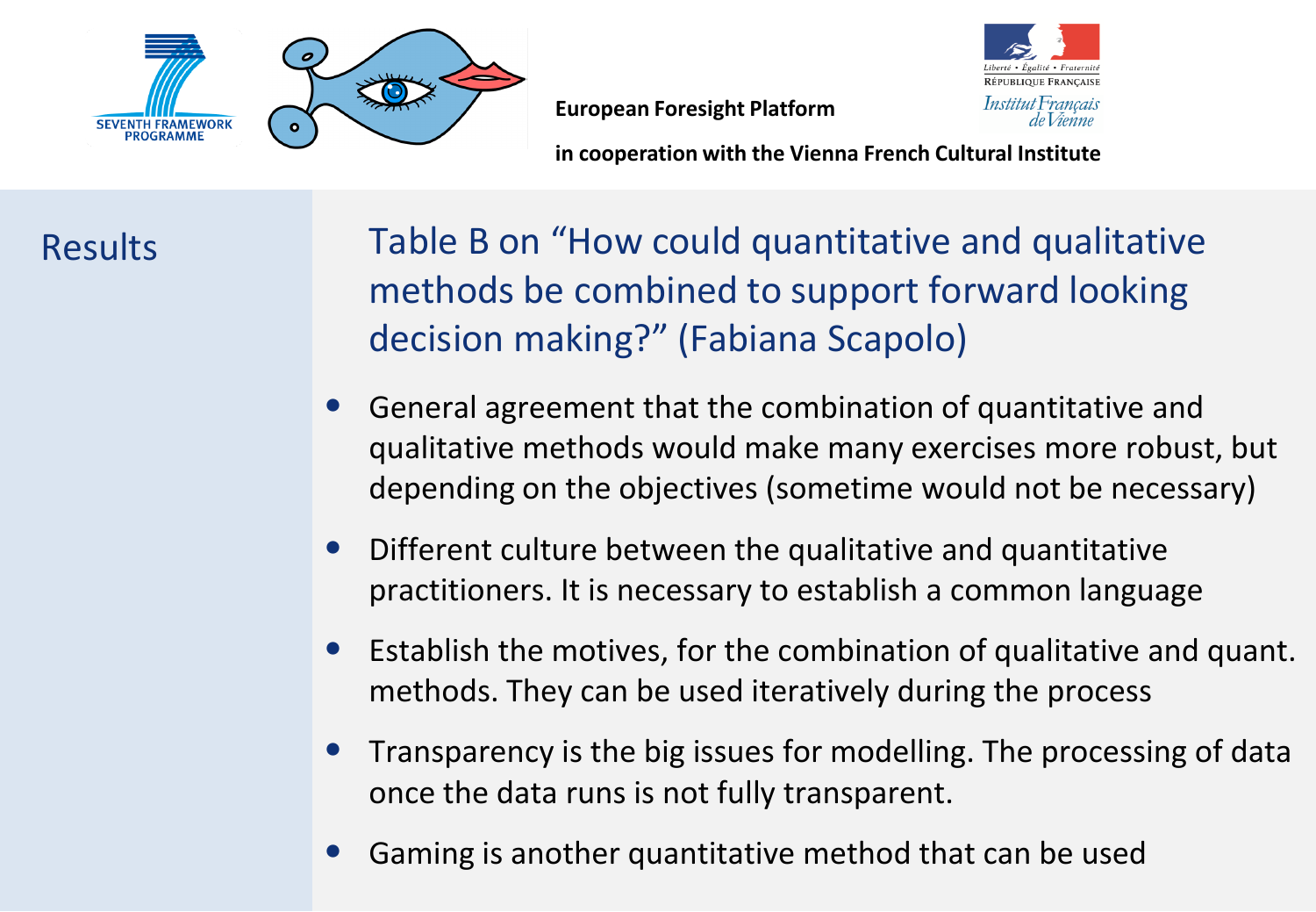European Foresight Platform

in cooperation with the Vienna French Cultural Institute

## Results

### Table B on “How could quantitative and qualitative methods be combined to support forward looking decision making?” (Fabiana Scapolo)

- General agreement that the combination of quantitative and qualitative methods would make many exercises more robust, but depending on the objectives (sometime would not be necessary)
- Different culture between the qualitative and quantitative practitioners. It is necessary to establish a common language
- Establish the motives, for the combination of qualitative and quant. methods. They can be used iteratively during the process
- Transparency is the big issues for modelling. The processing of data once the data runs is not fully transparent.
- Gaming is another quantitative method that can be used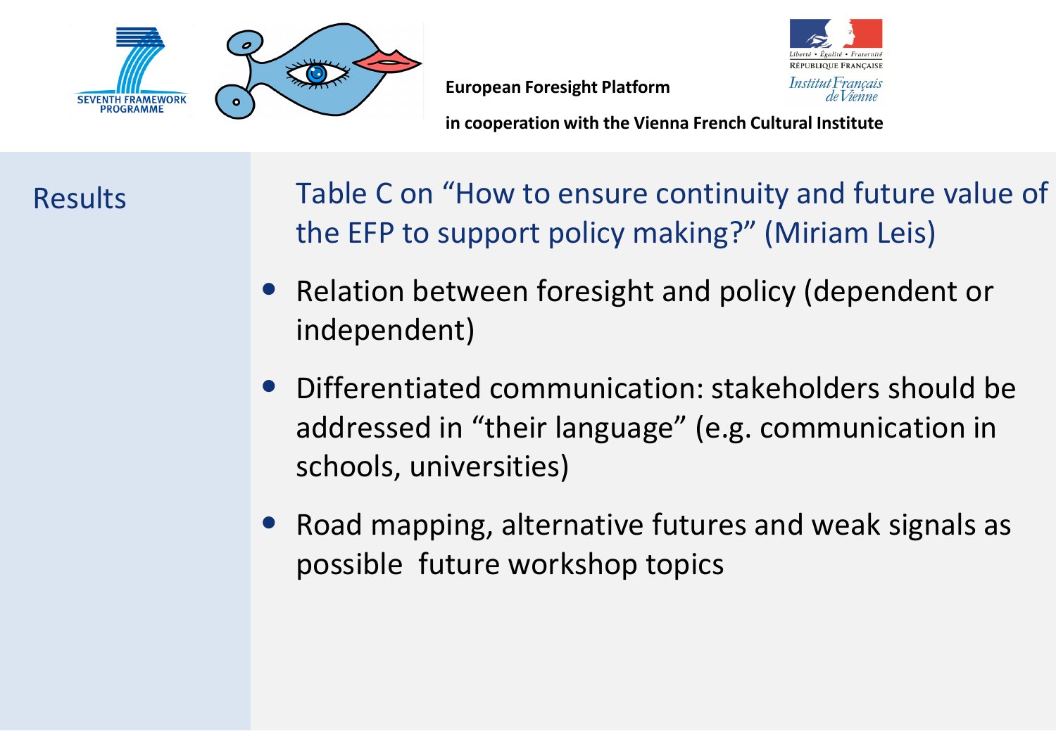European Foresight Platform

in cooperation with the Vienna French Cultural Institute

## Results

### Table C on "How to ensure continuity and future value of the EFP to support policy making?" (Miriam Leis)

- Relation between foresight and policy (dependent or independent)
- Differentiated communication: stakeholders should be addressed in "their language" (e.g. communication in schools, universities)
- Road mapping, alternative futures and weak signals as possible future workshop topics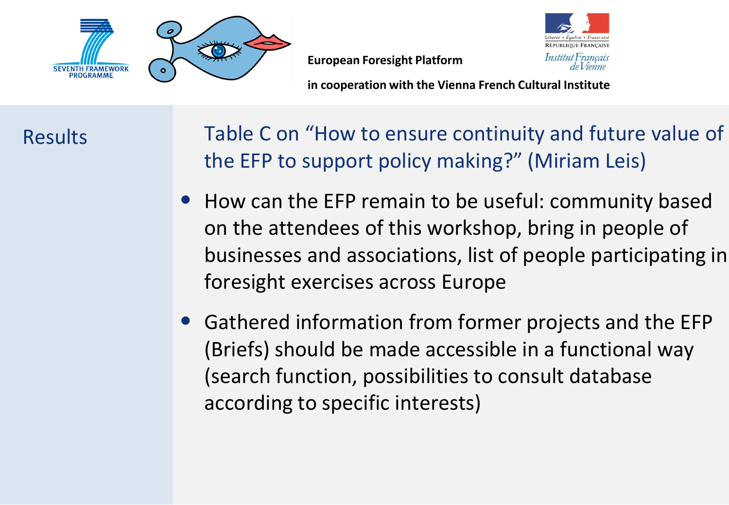European Foresight Platform

in cooperation with the Vienna French Cultural Institute

## Results

### Table C on "How to ensure continuity and future value of the EFP to support policy making?" (Miriam Leis)

- How can the EFP remain to be useful: community based on the attendees of this workshop, bring in people of businesses and associations, list of people participating in foresight exercises across Europe
- Gathered information from former projects and the EFP (Briefs) should be made accessible in a functional way (search function, possibilities to consult database according to specific interests)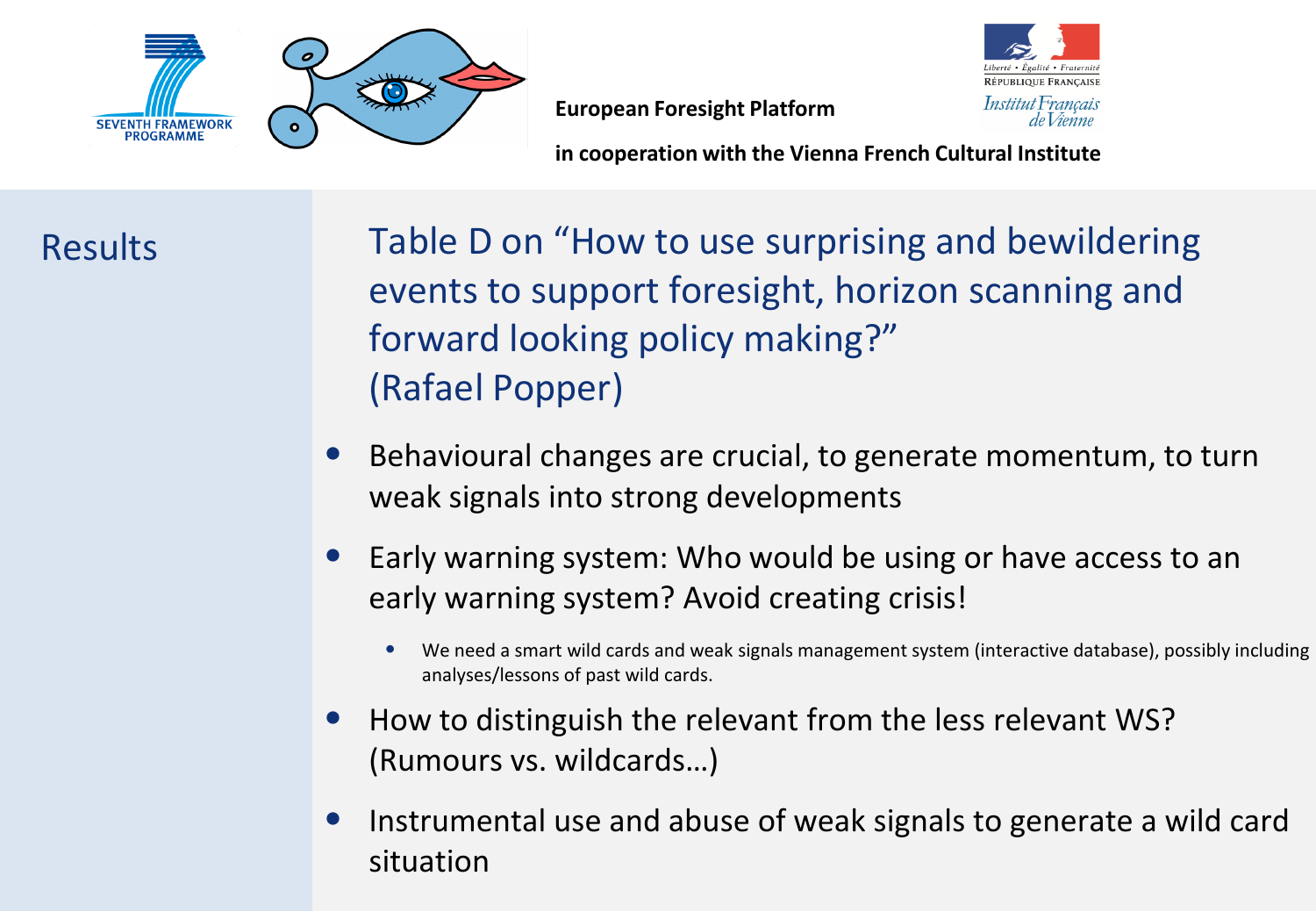European Foresight Platform

in cooperation with the Vienna French Cultural Institute

## Results

## Table D on "How to use surprising and bewildering events to support foresight, horizon scanning and forward looking policy making?" (Rafael Popper)

- Behavioural changes are crucial, to generate momentum, to turn weak signals into strong developments
- Early warning system: Who would be using or have access to an early warning system? Avoid creating crisis!
  - We need a smart wild cards and weak signals management system (interactive database), possibly including analyses/lessons of past wild cards.
- How to distinguish the relevant from the less relevant WS? (Rumours vs. wildcards…)
- Instrumental use and abuse of weak signals to generate a wild card situation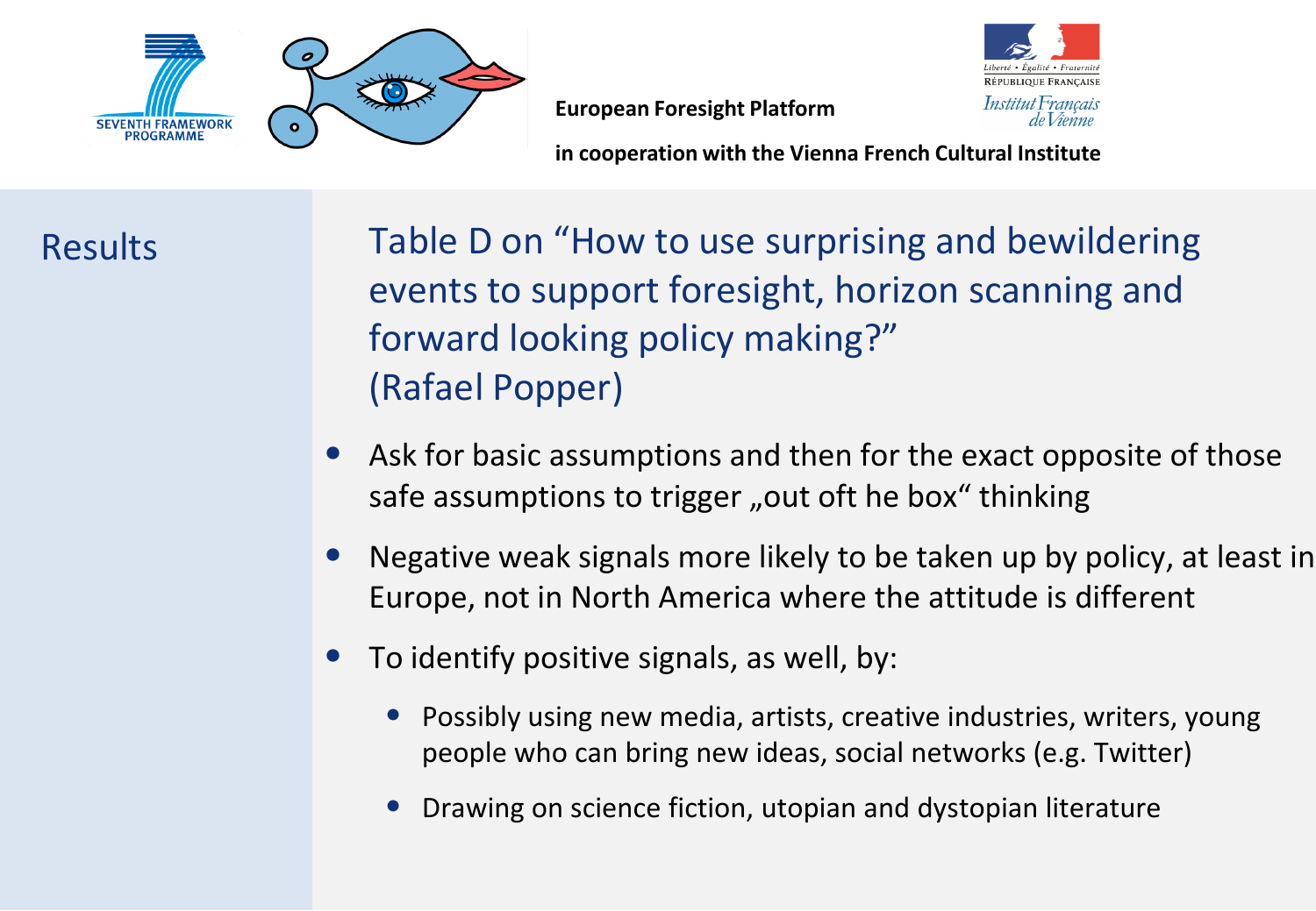European Foresight Platform

in cooperation with the Vienna French Cultural Institute

## Results

## Table D on "How to use surprising and bewildering events to support foresight, horizon scanning and forward looking policy making?" (Rafael Popper)

- Ask for basic assumptions and then for the exact opposite of those safe assumptions to trigger „out oft he box" thinking
- Negative weak signals more likely to be taken up by policy, at least in Europe, not in North America where the attitude is different
- To identify positive signals, as well, by:
  - Possibly using new media, artists, creative industries, writers, young people who can bring new ideas, social networks (e.g. Twitter)
  - Drawing on science fiction, utopian and dystopian literature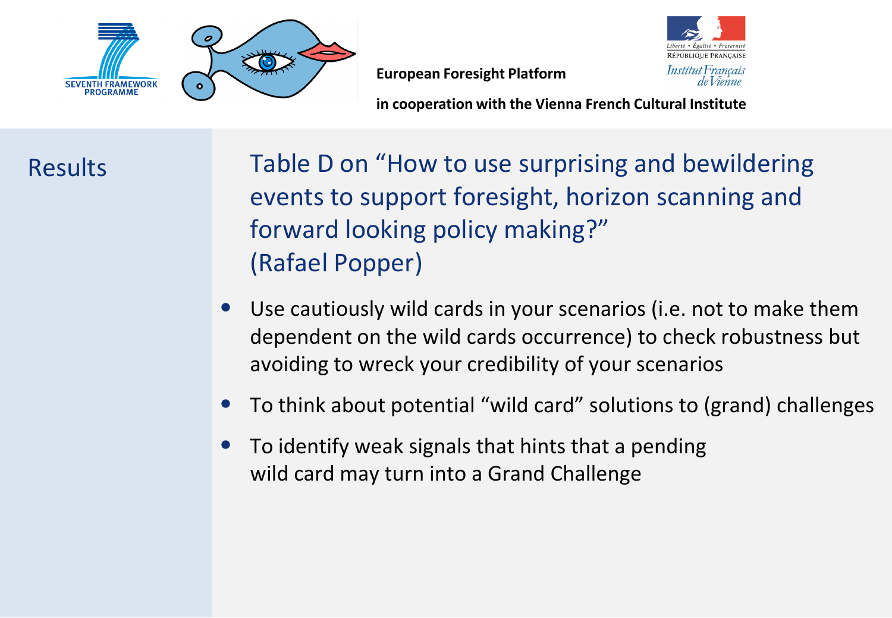European Foresight Platform

in cooperation with the Vienna French Cultural Institute

## Results

## Table D on "How to use surprising and bewildering events to support foresight, horizon scanning and forward looking policy making?" (Rafael Popper)

- Use cautiously wild cards in your scenarios (i.e. not to make them dependent on the wild cards occurrence) to check robustness but avoiding to wreck your credibility of your scenarios
- To think about potential "wild card" solutions to (grand) challenges
- To identify weak signals that hints that a pending wild card may turn into a Grand Challenge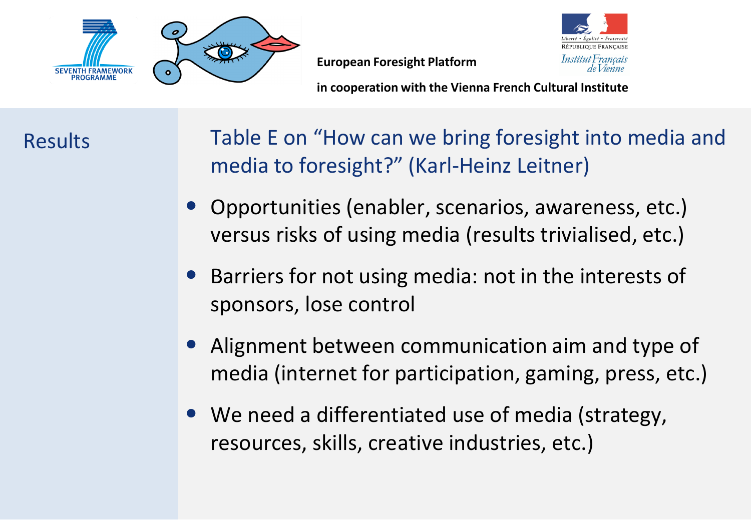## Results

### Table E on “How can we bring foresight into media and media to foresight?” (Karl-Heinz Leitner)

- Opportunities (enabler, scenarios, awareness, etc.) versus risks of using media (results trivialised, etc.)
- Barriers for not using media: not in the interests of sponsors, lose control
- Alignment between communication aim and type of media (internet for participation, gaming, press, etc.)
- We need a differentiated use of media (strategy, resources, skills, creative industries, etc.)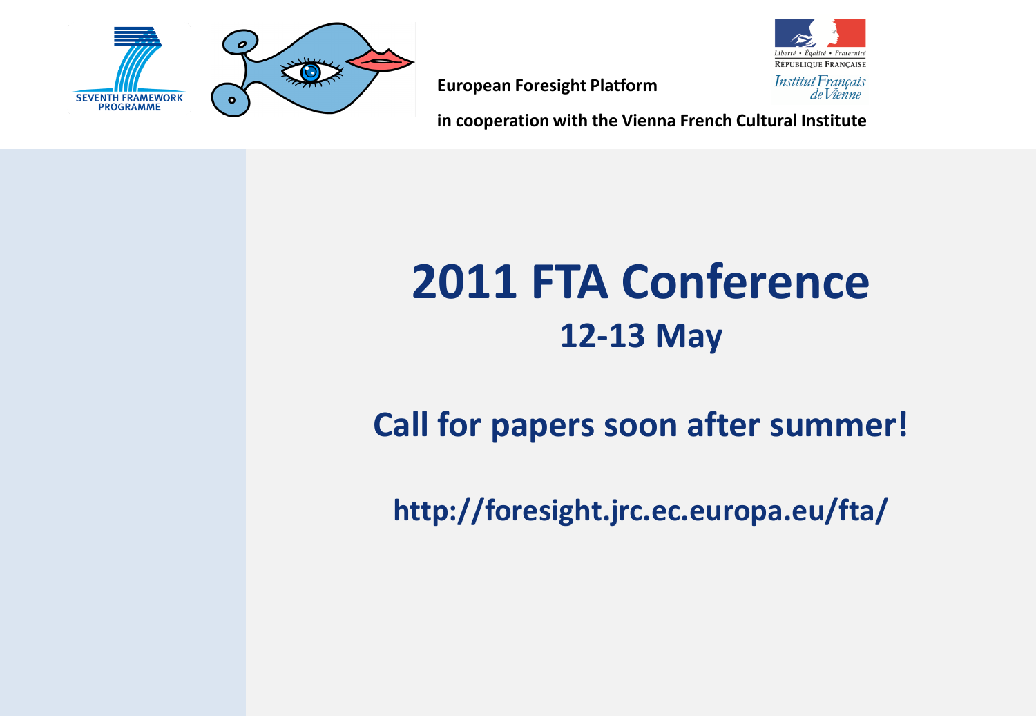SEVENTH FRAMEWORK PROGRAMME

European Foresight Platform

Liberté • Égalité • Fraternité
RÉPUBLIQUE FRANÇAISE
Institut Français de Vienne

in cooperation with the Vienna French Cultural Institute

# 2011 FTA Conference

## 12-13 May

## Call for papers soon after summer!

**http://foresight.jrc.ec.europa.eu/fta/**